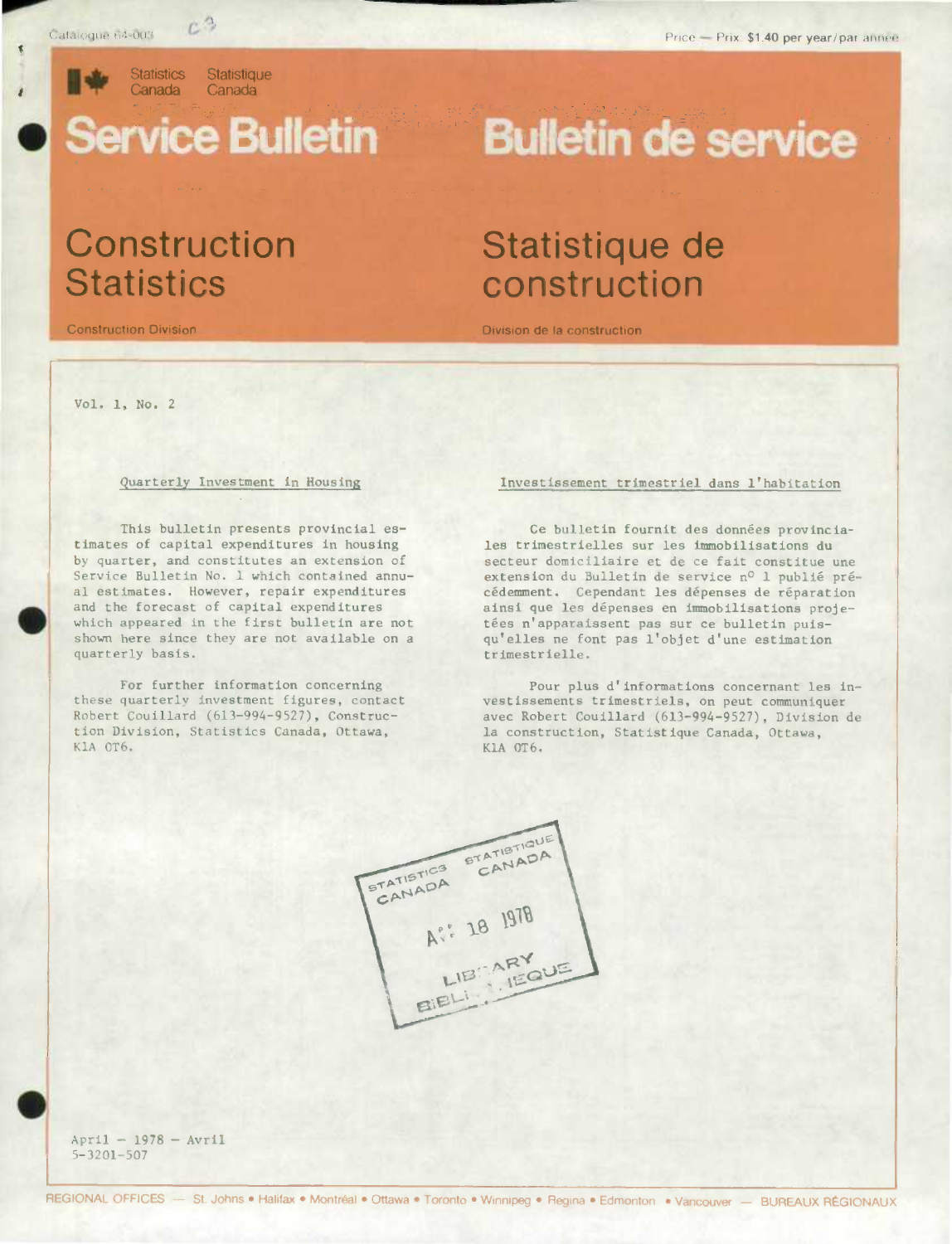Catalogue 64-003

Price — Prix: $1.40 per year/par année

Statistics Canada / Statistique Canada

# Service Bulletin / Bulletin de service

## Construction Statistics / Statistique de construction

Construction Division / Division de la construction

Vol. 1, No. 2

### Quarterly Investment in Housing

This bulletin presents provincial estimates of capital expenditures in housing by quarter, and constitutes an extension of Service Bulletin No. 1 which contained annual estimates. However, repair expenditures and the forecast of capital expenditures which appeared in the first bulletin are not shown here since they are not available on a quarterly basis.

For further information concerning these quarterly investment figures, contact Robert Couillard (613-994-9527), Construction Division, Statistics Canada, Ottawa, K1A 0T6.

### Investissement trimestriel dans l'habitation

Ce bulletin fournit des données provinciales trimestrielles sur les immobilisations du secteur domiciliaire et de ce fait constitue une extension du Bulletin de service n° 1 publié précédemment. Cependant les dépenses de réparation ainsi que les dépenses en immobilisations projetées n'apparaissent pas sur ce bulletin puisqu'elles ne font pas l'objet d'une estimation trimestrielle.

Pour plus d'informations concernant les investissements trimestriels, on peut communiquer avec Robert Couillard (613-994-9527), Division de la construction, Statistique Canada, Ottawa, K1A 0T6.

April – 1978 – Avril
5-3201-507

REGIONAL OFFICES — St. Johns • Halifax • Montréal • Ottawa • Toronto • Winnipeg • Regina • Edmonton • Vancouver — BUREAUX RÉGIONAUX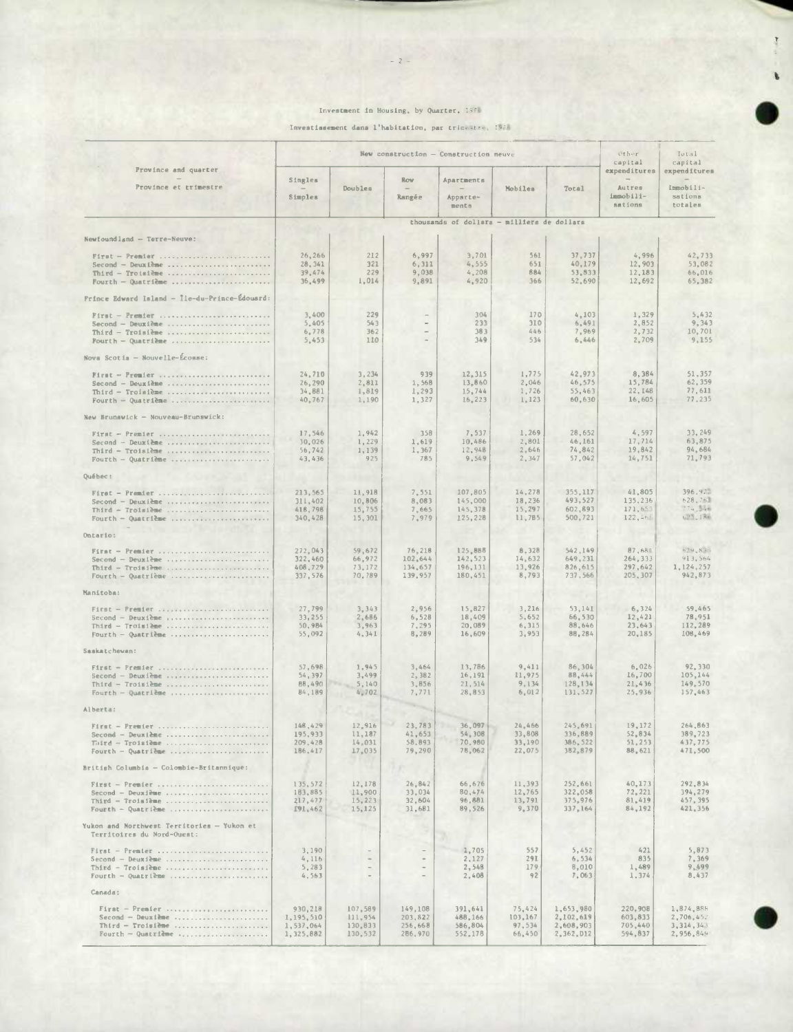Investment in Housing, by Quarter, 1978

Investissement dans l'habitation, par trimestre, 1978

| Province and quarter — Province et trimestre | New construction — Construction neuve | | | | | | Other capital expenditures — Autres immobilisations | Total capital expenditures — Immobilisations totales |
|---|---|---|---|---|---|---|---|---|
| | Singles — Simples | Doubles | Row — Rangée | Apartments — Appartements | Mobiles | Total | | |
| | thousands of dollars — milliers de dollars | | | | | | | |
| **Newfoundland — Terre-Neuve:** | | | | | | | | |
| First — Premier | 26,266 | 212 | 6,997 | 3,701 | 561 | 37,737 | 4,996 | 42,733 |
| Second — Deuxième | 28,341 | 321 | 6,311 | 4,555 | 651 | 40,179 | 12,903 | 53,082 |
| Third — Troisième | 39,474 | 229 | 9,038 | 4,208 | 884 | 53,833 | 12,183 | 66,016 |
| Fourth — Quatrième | 36,499 | 1,014 | 9,891 | 4,920 | 366 | 52,690 | 12,692 | 65,382 |
| **Prince Edward Island — Île-du-Prince-Édouard:** | | | | | | | | |
| First — Premier | 3,400 | 229 | – | 304 | 170 | 4,103 | 1,329 | 5,432 |
| Second — Deuxième | 5,405 | 543 | – | 233 | 310 | 6,491 | 2,852 | 9,343 |
| Third — Troisième | 6,778 | 362 | – | 383 | 446 | 7,969 | 2,732 | 10,701 |
| Fourth — Quatrième | 5,453 | 110 | – | 349 | 534 | 6,446 | 2,709 | 9,155 |
| **Nova Scotia — Nouvelle-Écosse:** | | | | | | | | |
| First — Premier | 24,710 | 3,234 | 939 | 12,315 | 1,775 | 42,973 | 8,384 | 51,357 |
| Second — Deuxième | 26,290 | 2,811 | 1,568 | 13,860 | 2,046 | 46,575 | 15,784 | 62,359 |
| Third — Troisième | 34,881 | 1,819 | 1,293 | 15,744 | 1,726 | 55,463 | 22,148 | 77,611 |
| Fourth — Quatrième | 40,767 | 1,190 | 1,327 | 16,223 | 1,123 | 60,630 | 16,605 | 77,235 |
| **New Brunswick — Nouveau-Brunswick:** | | | | | | | | |
| First — Premier | 17,546 | 1,942 | 358 | 7,537 | 1,269 | 28,652 | 4,597 | 33,249 |
| Second — Deuxième | 30,026 | 1,229 | 1,619 | 10,486 | 2,801 | 46,161 | 17,714 | 63,875 |
| Third — Troisième | 56,742 | 1,139 | 1,367 | 12,948 | 2,646 | 74,842 | 19,842 | 94,684 |
| Fourth — Quatrième | 43,436 | 925 | 785 | 9,549 | 2,347 | 57,042 | 14,751 | 71,793 |
| **Québec:** | | | | | | | | |
| First — Premier | 213,565 | 11,918 | 7,551 | 107,805 | 14,278 | 355,117 | 41,805 | 396,922 |
| Second — Deuxième | 311,402 | 10,806 | 8,083 | 145,000 | 18,236 | 493,527 | 135,236 | 628,763 |
| Third — Troisième | 418,798 | 15,755 | 7,665 | 145,378 | 15,297 | 602,893 | 171,653 | 774,546 |
| Fourth — Quatrième | 340,428 | 15,301 | 7,979 | 125,228 | 11,785 | 500,721 | 122,465 | 623,186 |
| **Ontario:** | | | | | | | | |
| First — Premier | 272,043 | 59,672 | 76,218 | 125,888 | 8,328 | 542,149 | 87,684 | 629,833 |
| Second — Deuxième | 322,460 | 66,972 | 102,644 | 142,523 | 14,632 | 649,231 | 264,333 | 913,564 |
| Third — Troisième | 408,729 | 73,172 | 134,657 | 196,131 | 13,926 | 826,615 | 297,642 | 1,124,257 |
| Fourth — Quatrième | 337,576 | 70,789 | 139,957 | 180,451 | 8,793 | 737,566 | 205,307 | 942,873 |
| **Manitoba:** | | | | | | | | |
| First — Premier | 27,799 | 3,343 | 2,956 | 15,827 | 3,216 | 53,141 | 6,324 | 59,465 |
| Second — Deuxième | 33,255 | 2,686 | 6,528 | 18,409 | 5,652 | 66,530 | 12,421 | 78,951 |
| Third — Troisième | 50,984 | 3,963 | 7,295 | 20,089 | 6,315 | 88,646 | 23,643 | 112,289 |
| Fourth — Quatrième | 55,092 | 4,341 | 8,289 | 16,609 | 3,953 | 88,284 | 20,185 | 108,469 |
| **Saskatchewan:** | | | | | | | | |
| First — Premier | 57,698 | 1,945 | 3,464 | 13,786 | 9,411 | 86,304 | 6,026 | 92,330 |
| Second — Deuxième | 54,397 | 3,499 | 2,382 | 16,191 | 11,975 | 88,444 | 16,700 | 105,144 |
| Third — Troisième | 88,490 | 5,140 | 3,856 | 21,514 | 9,134 | 128,134 | 21,436 | 149,570 |
| Fourth — Quatrième | 84,189 | 4,702 | 7,771 | 28,853 | 6,012 | 131,527 | 25,936 | 157,463 |
| **Alberta:** | | | | | | | | |
| First — Premier | 148,429 | 12,916 | 23,783 | 36,097 | 24,466 | 245,691 | 19,172 | 264,863 |
| Second — Deuxième | 195,933 | 11,187 | 41,653 | 54,308 | 33,808 | 336,889 | 52,834 | 389,723 |
| Third — Troisième | 209,428 | 14,031 | 58,893 | 70,980 | 33,190 | 386,522 | 51,253 | 437,775 |
| Fourth — Quatrième | 186,417 | 17,035 | 79,290 | 78,062 | 22,075 | 382,879 | 88,621 | 471,500 |
| **British Columbia — Colombie-Britannique:** | | | | | | | | |
| First — Premier | 135,572 | 12,178 | 26,842 | 66,676 | 11,393 | 252,661 | 40,173 | 292,834 |
| Second — Deuxième | 183,885 | 11,900 | 33,034 | 80,474 | 12,765 | 322,058 | 72,221 | 394,279 |
| Third — Troisième | 217,477 | 15,223 | 32,604 | 96,881 | 13,791 | 375,976 | 81,419 | 457,395 |
| Fourth — Quatrième | 191,462 | 15,125 | 31,681 | 89,526 | 9,370 | 337,164 | 84,192 | 421,356 |
| **Yukon and Northwest Territories — Yukon et Territoires du Nord-Ouest:** | | | | | | | | |
| First — Premier | 3,190 | – | – | 1,705 | 557 | 5,452 | 421 | 5,873 |
| Second — Deuxième | 4,116 | – | – | 2,127 | 291 | 6,534 | 835 | 7,369 |
| Third — Troisième | 5,283 | – | – | 2,548 | 179 | 8,010 | 1,489 | 9,499 |
| Fourth — Quatrième | 4,563 | – | – | 2,408 | 92 | 7,063 | 1,374 | 8,437 |
| **Canada:** | | | | | | | | |
| First — Premier | 930,218 | 107,589 | 149,108 | 391,641 | 75,424 | 1,653,980 | 220,908 | 1,874,888 |
| Second — Deuxième | 1,195,510 | 111,954 | 203,822 | 488,166 | 103,167 | 2,102,619 | 603,833 | 2,706,452 |
| Third — Troisième | 1,537,064 | 130,833 | 256,668 | 586,804 | 97,534 | 2,608,903 | 705,440 | 3,314,343 |
| Fourth — Quatrième | 1,325,882 | 130,532 | 286,970 | 552,178 | 66,450 | 2,362,012 | 594,837 | 2,956,849 |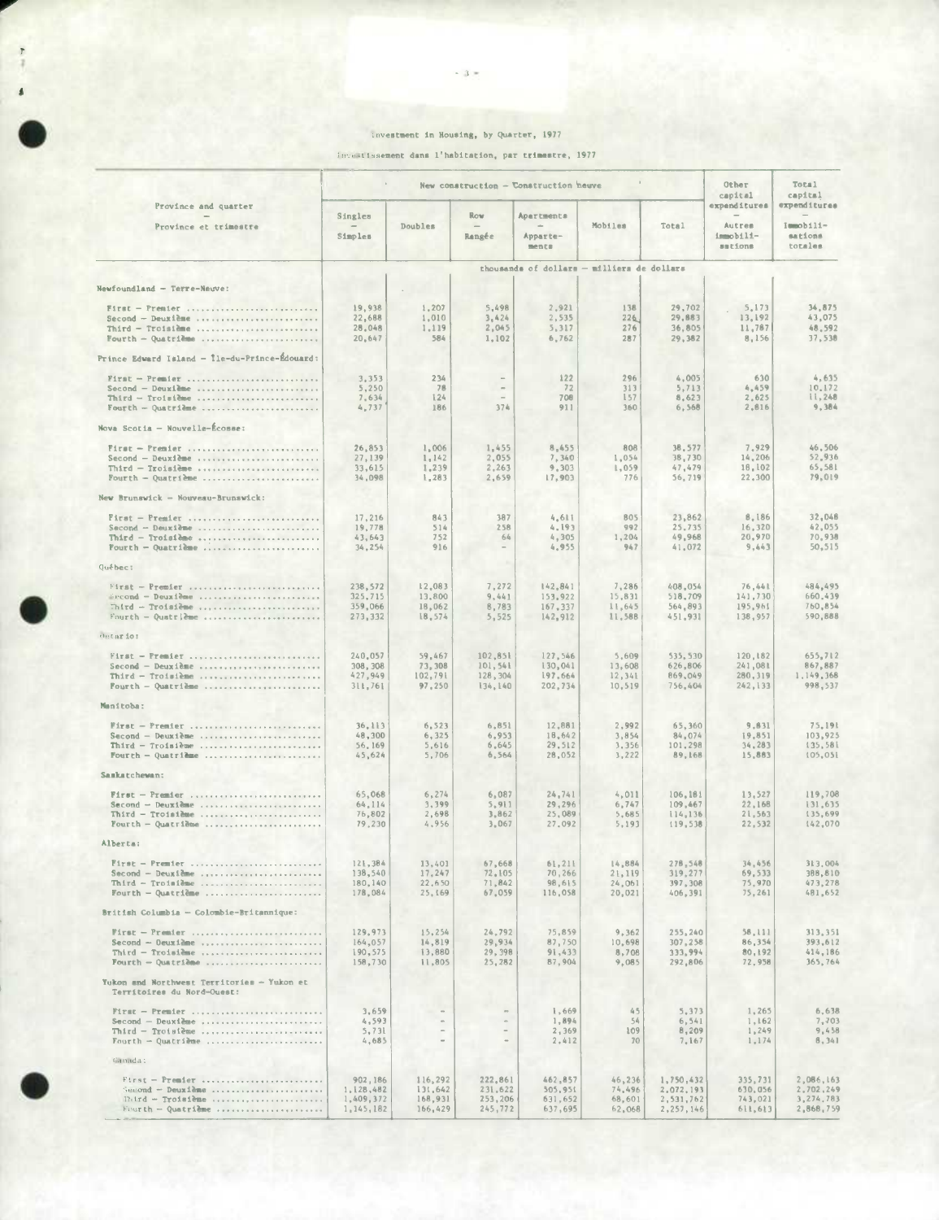Investment in Housing, by Quarter, 1977

Investissement dans l'habitation, par trimestre, 1977

| Province and quarter — Province et trimestre | New construction — Construction neuve | | | | | | Other capital expenditures — Autres immobilisations | Total capital expenditures — Immobilisations totales |
|---|---|---|---|---|---|---|---|---|
| | Singles — Simples | Doubles | Row — Rangée | Apartments — Appartements | Mobiles | Total | | |
| | thousands of dollars — milliers de dollars | | | | | | | |
| **Newfoundland — Terre-Neuve:** | | | | | | | | |
| First — Premier | 19,938 | 1,207 | 5,498 | 2,921 | 138 | 29,702 | 5,173 | 34,875 |
| Second — Deuxième | 22,688 | 1,010 | 3,424 | 2,535 | 226 | 29,883 | 13,192 | 43,075 |
| Third — Troisième | 28,048 | 1,119 | 2,045 | 5,317 | 276 | 36,805 | 11,787 | 48,592 |
| Fourth — Quatrième | 20,647 | 584 | 1,102 | 6,762 | 287 | 29,382 | 8,156 | 37,538 |
| **Prince Edward Island — Île-du-Prince-Édouard:** | | | | | | | | |
| First — Premier | 3,353 | 234 | – | 122 | 296 | 4,005 | 630 | 4,635 |
| Second — Deuxième | 5,250 | 78 | – | 72 | 313 | 5,713 | 4,459 | 10,172 |
| Third — Troisième | 7,634 | 124 | – | 708 | 157 | 8,623 | 2,625 | 11,248 |
| Fourth — Quatrième | 4,737 | 186 | 374 | 911 | 360 | 6,568 | 2,816 | 9,384 |
| **Nova Scotia — Nouvelle-Écosse:** | | | | | | | | |
| First — Premier | 26,853 | 1,006 | 1,455 | 8,455 | 808 | 38,577 | 7,929 | 46,506 |
| Second — Deuxième | 27,139 | 1,142 | 2,055 | 7,340 | 1,054 | 38,730 | 14,206 | 52,936 |
| Third — Troisième | 33,615 | 1,239 | 2,263 | 9,303 | 1,059 | 47,479 | 18,102 | 65,581 |
| Fourth — Quatrième | 34,098 | 1,283 | 2,659 | 17,903 | 776 | 56,719 | 22,300 | 79,019 |
| **New Brunswick — Nouveau-Brunswick:** | | | | | | | | |
| First — Premier | 17,216 | 843 | 387 | 4,611 | 805 | 23,862 | 8,186 | 32,048 |
| Second — Deuxième | 19,778 | 514 | 258 | 4,193 | 992 | 25,735 | 16,320 | 42,055 |
| Third — Troisième | 43,643 | 752 | 64 | 4,305 | 1,204 | 49,968 | 20,970 | 70,938 |
| Fourth — Quatrième | 34,254 | 916 | – | 4,955 | 947 | 41,072 | 9,443 | 50,515 |
| **Québec:** | | | | | | | | |
| First — Premier | 238,572 | 12,083 | 7,272 | 142,841 | 7,286 | 408,054 | 76,441 | 484,495 |
| Second — Deuxième | 325,715 | 13,800 | 9,441 | 153,922 | 15,831 | 518,709 | 141,730 | 660,439 |
| Third — Troisième | 359,066 | 18,062 | 8,783 | 167,337 | 11,645 | 564,893 | 195,961 | 760,854 |
| Fourth — Quatrième | 273,332 | 18,574 | 5,525 | 142,912 | 11,588 | 451,931 | 138,957 | 590,888 |
| **Ontario:** | | | | | | | | |
| First — Premier | 240,057 | 59,467 | 102,851 | 127,546 | 5,609 | 535,530 | 120,182 | 655,712 |
| Second — Deuxième | 308,308 | 73,308 | 101,541 | 130,041 | 13,608 | 626,806 | 241,081 | 867,887 |
| Third — Troisième | 427,949 | 102,791 | 128,304 | 197,664 | 12,341 | 869,049 | 280,319 | 1,149,368 |
| Fourth — Quatrième | 311,761 | 97,250 | 134,140 | 202,734 | 10,519 | 756,404 | 242,133 | 998,537 |
| **Manitoba:** | | | | | | | | |
| First — Premier | 36,113 | 6,523 | 6,851 | 12,881 | 2,992 | 65,360 | 9,831 | 75,191 |
| Second — Deuxième | 48,300 | 6,325 | 6,953 | 18,642 | 3,854 | 84,074 | 19,851 | 103,925 |
| Third — Troisième | 56,169 | 5,616 | 6,645 | 29,512 | 3,356 | 101,298 | 34,283 | 135,581 |
| Fourth — Quatrième | 45,624 | 5,706 | 6,564 | 28,052 | 3,222 | 89,168 | 15,883 | 105,051 |
| **Saskatchewan:** | | | | | | | | |
| First — Premier | 65,068 | 6,274 | 6,087 | 24,741 | 4,011 | 106,181 | 13,527 | 119,708 |
| Second — Deuxième | 64,114 | 3,399 | 5,911 | 29,296 | 6,747 | 109,467 | 22,168 | 131,635 |
| Third — Troisième | 76,802 | 2,698 | 3,862 | 25,089 | 5,685 | 114,136 | 21,563 | 135,699 |
| Fourth — Quatrième | 79,230 | 4,956 | 3,067 | 27,092 | 5,193 | 119,538 | 22,532 | 142,070 |
| **Alberta:** | | | | | | | | |
| First — Premier | 121,384 | 13,401 | 67,668 | 61,211 | 14,884 | 278,548 | 34,456 | 313,004 |
| Second — Deuxième | 138,540 | 17,247 | 72,105 | 70,266 | 21,119 | 319,277 | 69,533 | 388,810 |
| Third — Troisième | 180,140 | 22,650 | 71,842 | 98,615 | 24,061 | 397,308 | 75,970 | 473,278 |
| Fourth — Quatrième | 178,084 | 25,169 | 67,059 | 116,058 | 20,021 | 406,391 | 75,261 | 481,652 |
| **British Columbia — Colombie-Britannique:** | | | | | | | | |
| First — Premier | 129,973 | 15,254 | 24,792 | 75,859 | 9,362 | 255,240 | 58,111 | 313,351 |
| Second — Deuxième | 164,057 | 14,819 | 29,934 | 87,750 | 10,698 | 307,258 | 86,354 | 393,612 |
| Third — Troisième | 190,575 | 13,880 | 29,398 | 91,433 | 8,708 | 333,994 | 80,192 | 414,186 |
| Fourth — Quatrième | 158,730 | 11,805 | 25,282 | 87,904 | 9,085 | 292,806 | 72,958 | 365,764 |
| **Yukon and Northwest Territories — Yukon et Territoires du Nord-Ouest:** | | | | | | | | |
| First — Premier | 3,659 | – | – | 1,669 | 45 | 5,373 | 1,265 | 6,638 |
| Second — Deuxième | 4,593 | – | – | 1,894 | 54 | 6,541 | 1,162 | 7,703 |
| Third — Troisième | 5,731 | – | – | 2,369 | 109 | 8,209 | 1,249 | 9,458 |
| Fourth — Quatrième | 4,685 | – | – | 2,412 | 70 | 7,167 | 1,174 | 8,341 |
| **Canada:** | | | | | | | | |
| First — Premier | 902,186 | 116,292 | 222,861 | 462,857 | 46,236 | 1,750,432 | 335,731 | 2,086,163 |
| Second — Deuxième | 1,128,482 | 131,642 | 231,622 | 505,951 | 74,496 | 2,072,193 | 630,056 | 2,702,249 |
| Third — Troisième | 1,409,372 | 168,931 | 253,206 | 631,652 | 68,601 | 2,531,762 | 743,021 | 3,274,783 |
| Fourth — Quatrième | 1,145,182 | 166,429 | 245,772 | 637,695 | 62,068 | 2,257,146 | 611,613 | 2,868,759 |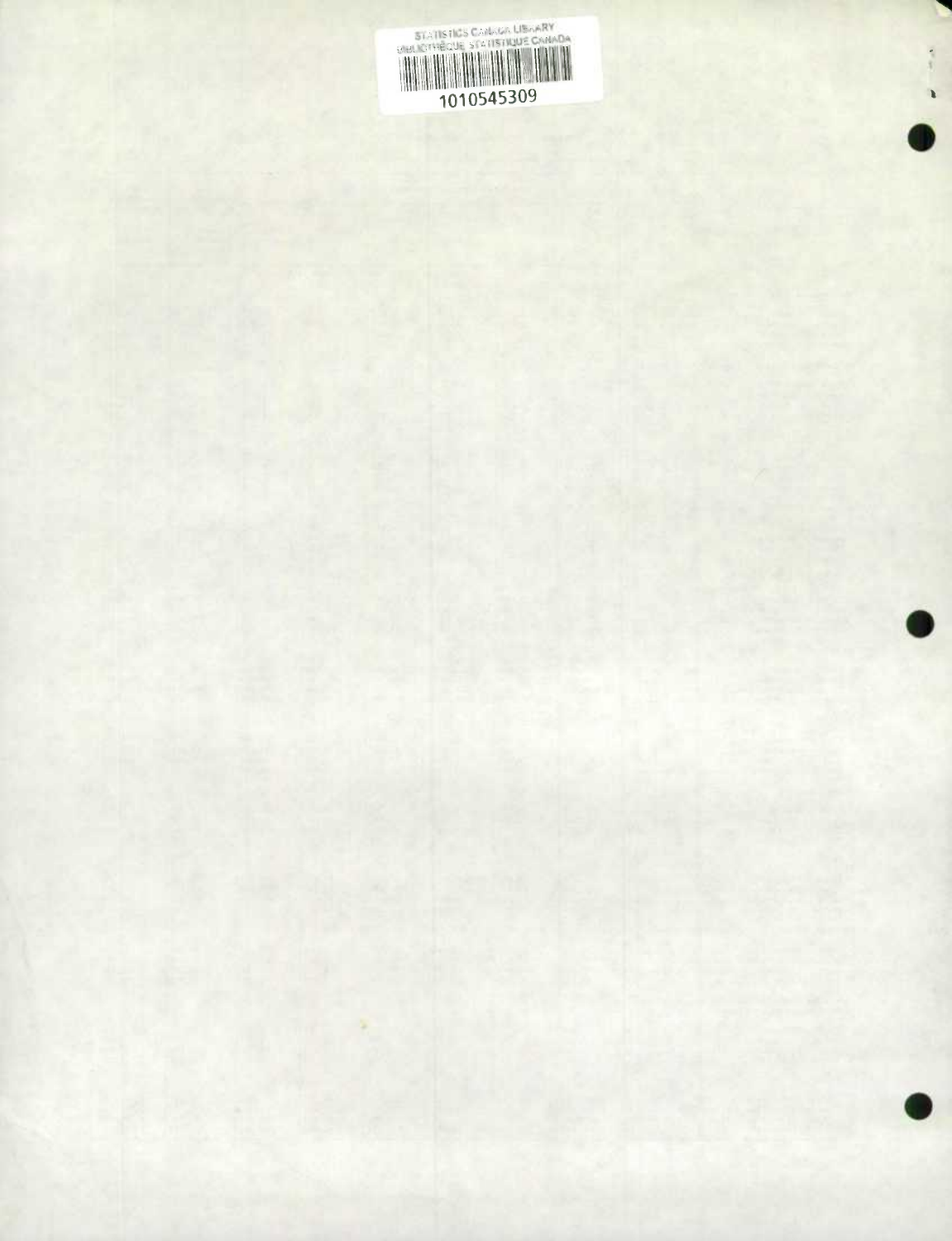STATISTICS CANADA LIBRARY
BIBLIOTHÈQUE STATISTIQUE CANADA

1010545309